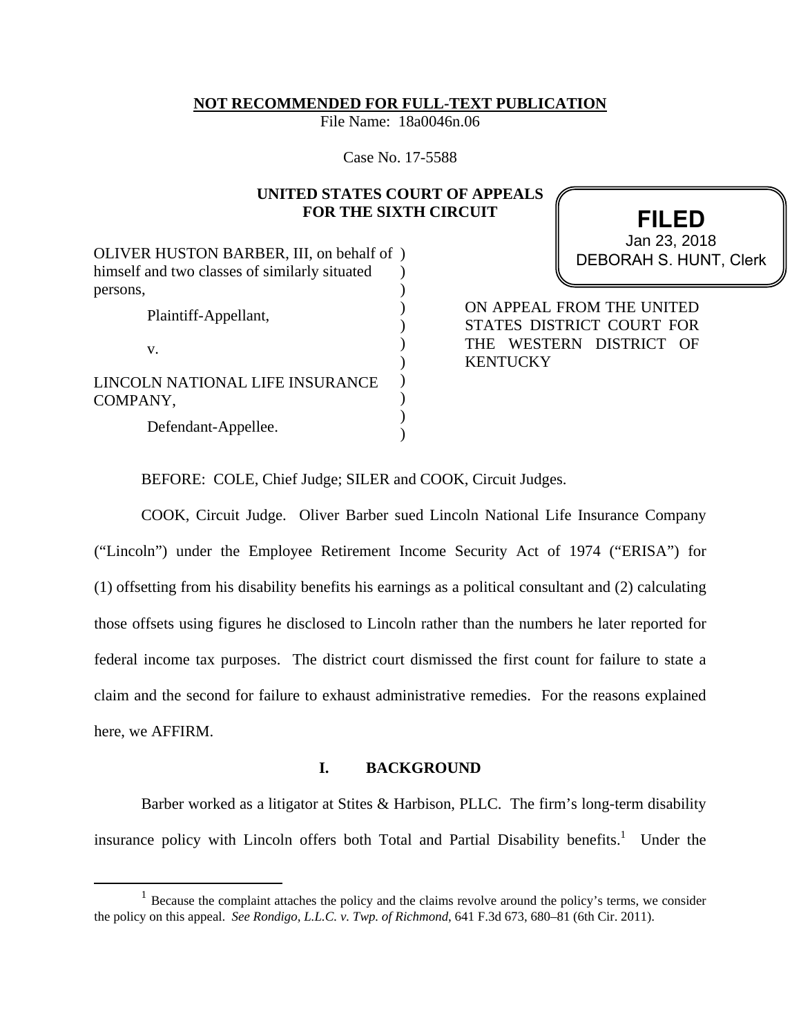**NOT RECOMMENDED FOR FULL-TEXT PUBLICATION**
File Name: 18a0046n.06

Case No. 17-5588

**UNITED STATES COURT OF APPEALS FOR THE SIXTH CIRCUIT**

**FILED**
Jan 23, 2018
DEBORAH S. HUNT, Clerk

OLIVER HUSTON BARBER, III, on behalf of himself and two classes of similarly situated persons,

Plaintiff-Appellant,

v.

LINCOLN NATIONAL LIFE INSURANCE COMPANY,

Defendant-Appellee.

ON APPEAL FROM THE UNITED STATES DISTRICT COURT FOR THE WESTERN DISTRICT OF KENTUCKY

BEFORE: COLE, Chief Judge; SILER and COOK, Circuit Judges.

COOK, Circuit Judge. Oliver Barber sued Lincoln National Life Insurance Company ("Lincoln") under the Employee Retirement Income Security Act of 1974 ("ERISA") for (1) offsetting from his disability benefits his earnings as a political consultant and (2) calculating those offsets using figures he disclosed to Lincoln rather than the numbers he later reported for federal income tax purposes. The district court dismissed the first count for failure to state a claim and the second for failure to exhaust administrative remedies. For the reasons explained here, we AFFIRM.

## I. BACKGROUND

Barber worked as a litigator at Stites & Harbison, PLLC. The firm's long-term disability insurance policy with Lincoln offers both Total and Partial Disability benefits.[1] Under the

[1] Because the complaint attaches the policy and the claims revolve around the policy's terms, we consider the policy on this appeal. *See Rondigo, L.L.C. v. Twp. of Richmond*, 641 F.3d 673, 680–81 (6th Cir. 2011).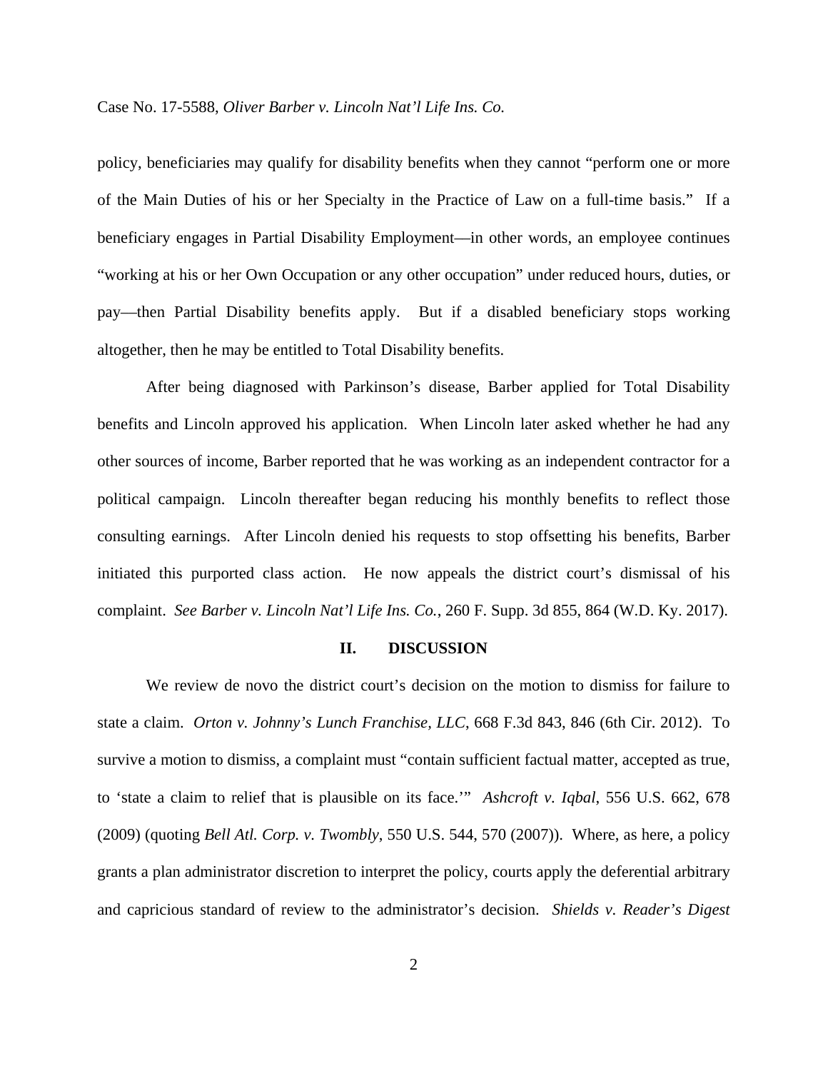policy, beneficiaries may qualify for disability benefits when they cannot "perform one or more of the Main Duties of his or her Specialty in the Practice of Law on a full-time basis." If a beneficiary engages in Partial Disability Employment—in other words, an employee continues "working at his or her Own Occupation or any other occupation" under reduced hours, duties, or pay—then Partial Disability benefits apply. But if a disabled beneficiary stops working altogether, then he may be entitled to Total Disability benefits.

After being diagnosed with Parkinson's disease, Barber applied for Total Disability benefits and Lincoln approved his application. When Lincoln later asked whether he had any other sources of income, Barber reported that he was working as an independent contractor for a political campaign. Lincoln thereafter began reducing his monthly benefits to reflect those consulting earnings. After Lincoln denied his requests to stop offsetting his benefits, Barber initiated this purported class action. He now appeals the district court's dismissal of his complaint. *See Barber v. Lincoln Nat'l Life Ins. Co.*, 260 F. Supp. 3d 855, 864 (W.D. Ky. 2017).

## II. DISCUSSION

We review de novo the district court's decision on the motion to dismiss for failure to state a claim. *Orton v. Johnny's Lunch Franchise, LLC*, 668 F.3d 843, 846 (6th Cir. 2012). To survive a motion to dismiss, a complaint must "contain sufficient factual matter, accepted as true, to 'state a claim to relief that is plausible on its face.'" *Ashcroft v. Iqbal*, 556 U.S. 662, 678 (2009) (quoting *Bell Atl. Corp. v. Twombly*, 550 U.S. 544, 570 (2007)). Where, as here, a policy grants a plan administrator discretion to interpret the policy, courts apply the deferential arbitrary and capricious standard of review to the administrator's decision. *Shields v. Reader's Digest*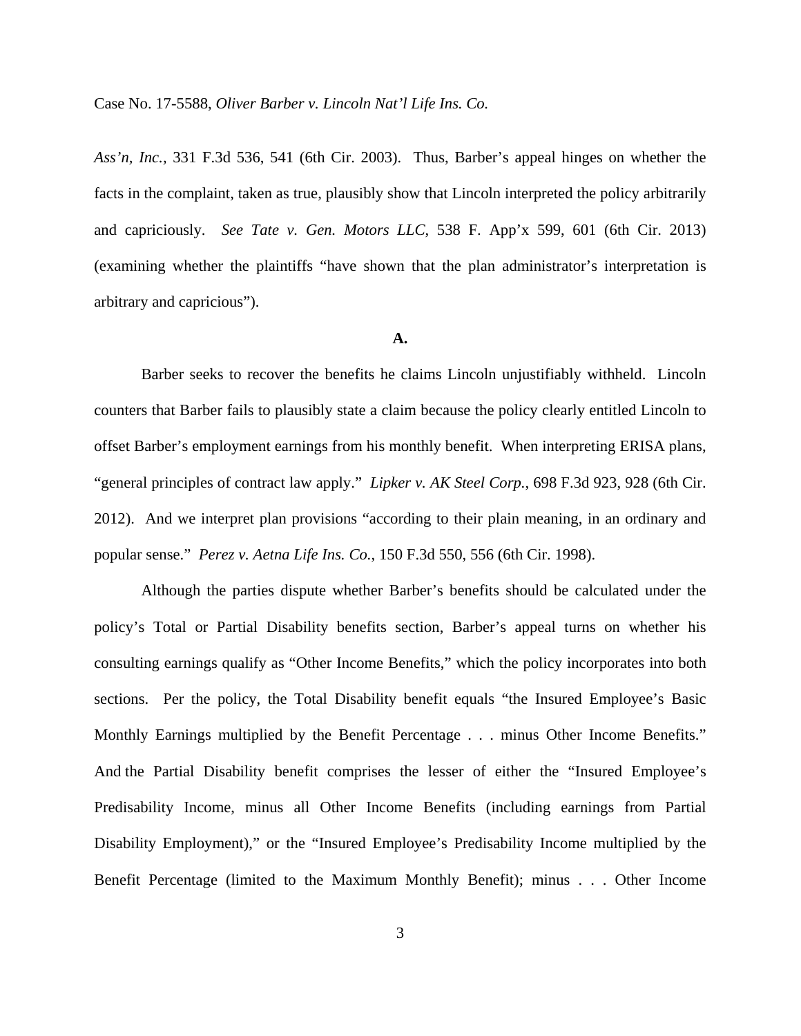*Ass'n, Inc.*, 331 F.3d 536, 541 (6th Cir. 2003). Thus, Barber's appeal hinges on whether the facts in the complaint, taken as true, plausibly show that Lincoln interpreted the policy arbitrarily and capriciously. *See Tate v. Gen. Motors LLC*, 538 F. App'x 599, 601 (6th Cir. 2013) (examining whether the plaintiffs "have shown that the plan administrator's interpretation is arbitrary and capricious").

**A.**

Barber seeks to recover the benefits he claims Lincoln unjustifiably withheld. Lincoln counters that Barber fails to plausibly state a claim because the policy clearly entitled Lincoln to offset Barber's employment earnings from his monthly benefit. When interpreting ERISA plans, "general principles of contract law apply." *Lipker v. AK Steel Corp.*, 698 F.3d 923, 928 (6th Cir. 2012). And we interpret plan provisions "according to their plain meaning, in an ordinary and popular sense." *Perez v. Aetna Life Ins. Co.*, 150 F.3d 550, 556 (6th Cir. 1998).

Although the parties dispute whether Barber's benefits should be calculated under the policy's Total or Partial Disability benefits section, Barber's appeal turns on whether his consulting earnings qualify as "Other Income Benefits," which the policy incorporates into both sections. Per the policy, the Total Disability benefit equals "the Insured Employee's Basic Monthly Earnings multiplied by the Benefit Percentage . . . minus Other Income Benefits." And the Partial Disability benefit comprises the lesser of either the "Insured Employee's Predisability Income, minus all Other Income Benefits (including earnings from Partial Disability Employment)," or the "Insured Employee's Predisability Income multiplied by the Benefit Percentage (limited to the Maximum Monthly Benefit); minus . . . Other Income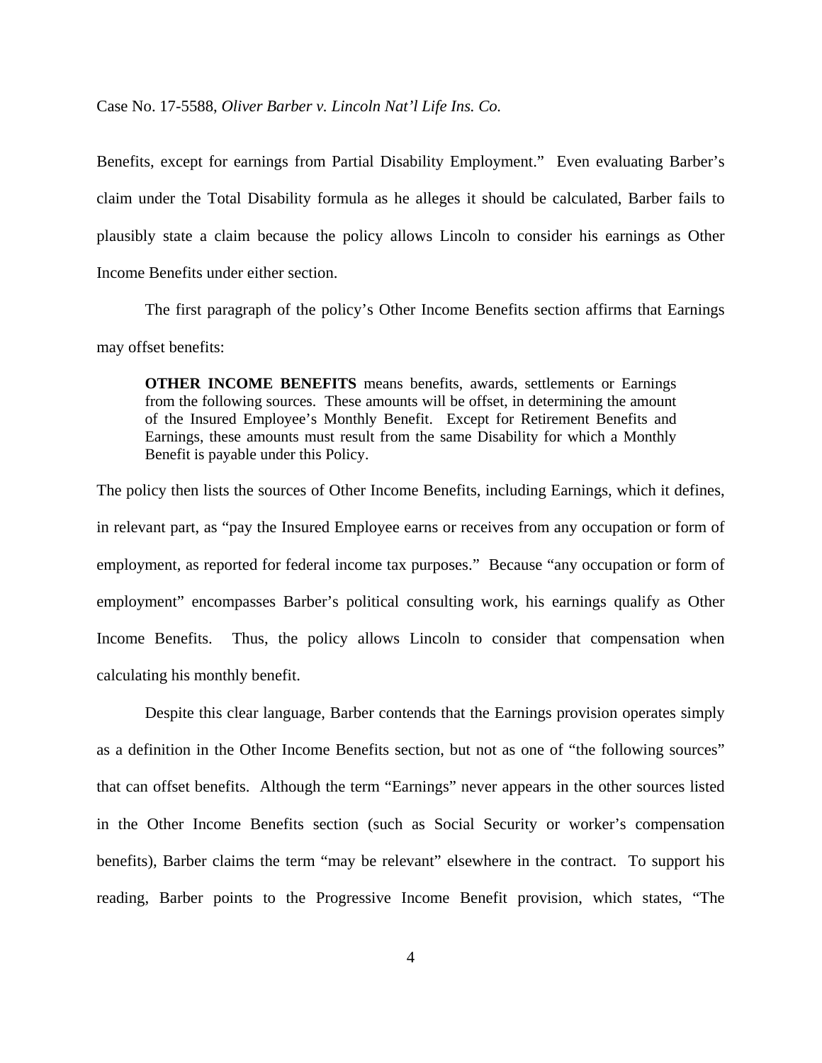Benefits, except for earnings from Partial Disability Employment." Even evaluating Barber's claim under the Total Disability formula as he alleges it should be calculated, Barber fails to plausibly state a claim because the policy allows Lincoln to consider his earnings as Other Income Benefits under either section.

The first paragraph of the policy's Other Income Benefits section affirms that Earnings may offset benefits:

> **OTHER INCOME BENEFITS** means benefits, awards, settlements or Earnings from the following sources. These amounts will be offset, in determining the amount of the Insured Employee's Monthly Benefit. Except for Retirement Benefits and Earnings, these amounts must result from the same Disability for which a Monthly Benefit is payable under this Policy.

The policy then lists the sources of Other Income Benefits, including Earnings, which it defines, in relevant part, as "pay the Insured Employee earns or receives from any occupation or form of employment, as reported for federal income tax purposes." Because "any occupation or form of employment" encompasses Barber's political consulting work, his earnings qualify as Other Income Benefits. Thus, the policy allows Lincoln to consider that compensation when calculating his monthly benefit.

Despite this clear language, Barber contends that the Earnings provision operates simply as a definition in the Other Income Benefits section, but not as one of "the following sources" that can offset benefits. Although the term "Earnings" never appears in the other sources listed in the Other Income Benefits section (such as Social Security or worker's compensation benefits), Barber claims the term "may be relevant" elsewhere in the contract. To support his reading, Barber points to the Progressive Income Benefit provision, which states, "The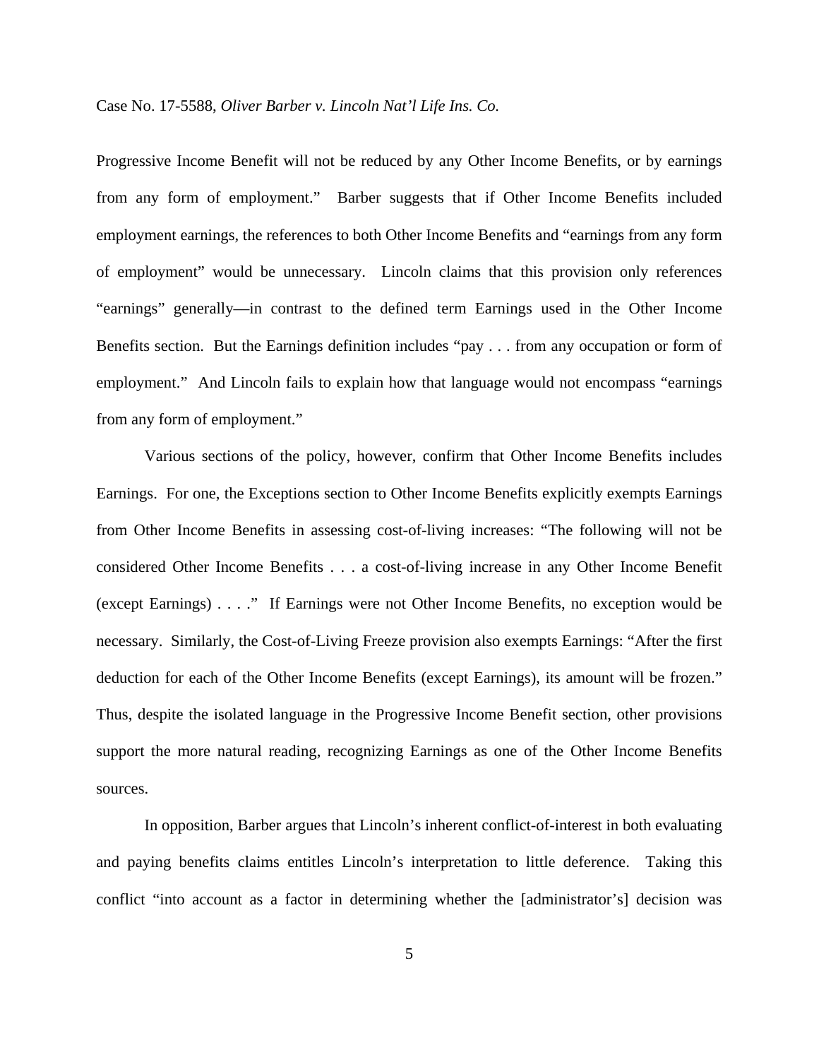Progressive Income Benefit will not be reduced by any Other Income Benefits, or by earnings from any form of employment." Barber suggests that if Other Income Benefits included employment earnings, the references to both Other Income Benefits and "earnings from any form of employment" would be unnecessary. Lincoln claims that this provision only references "earnings" generally—in contrast to the defined term Earnings used in the Other Income Benefits section. But the Earnings definition includes "pay . . . from any occupation or form of employment." And Lincoln fails to explain how that language would not encompass "earnings from any form of employment."

Various sections of the policy, however, confirm that Other Income Benefits includes Earnings. For one, the Exceptions section to Other Income Benefits explicitly exempts Earnings from Other Income Benefits in assessing cost-of-living increases: "The following will not be considered Other Income Benefits . . . a cost-of-living increase in any Other Income Benefit (except Earnings) . . . ." If Earnings were not Other Income Benefits, no exception would be necessary. Similarly, the Cost-of-Living Freeze provision also exempts Earnings: "After the first deduction for each of the Other Income Benefits (except Earnings), its amount will be frozen." Thus, despite the isolated language in the Progressive Income Benefit section, other provisions support the more natural reading, recognizing Earnings as one of the Other Income Benefits sources.

In opposition, Barber argues that Lincoln's inherent conflict-of-interest in both evaluating and paying benefits claims entitles Lincoln's interpretation to little deference. Taking this conflict "into account as a factor in determining whether the [administrator's] decision was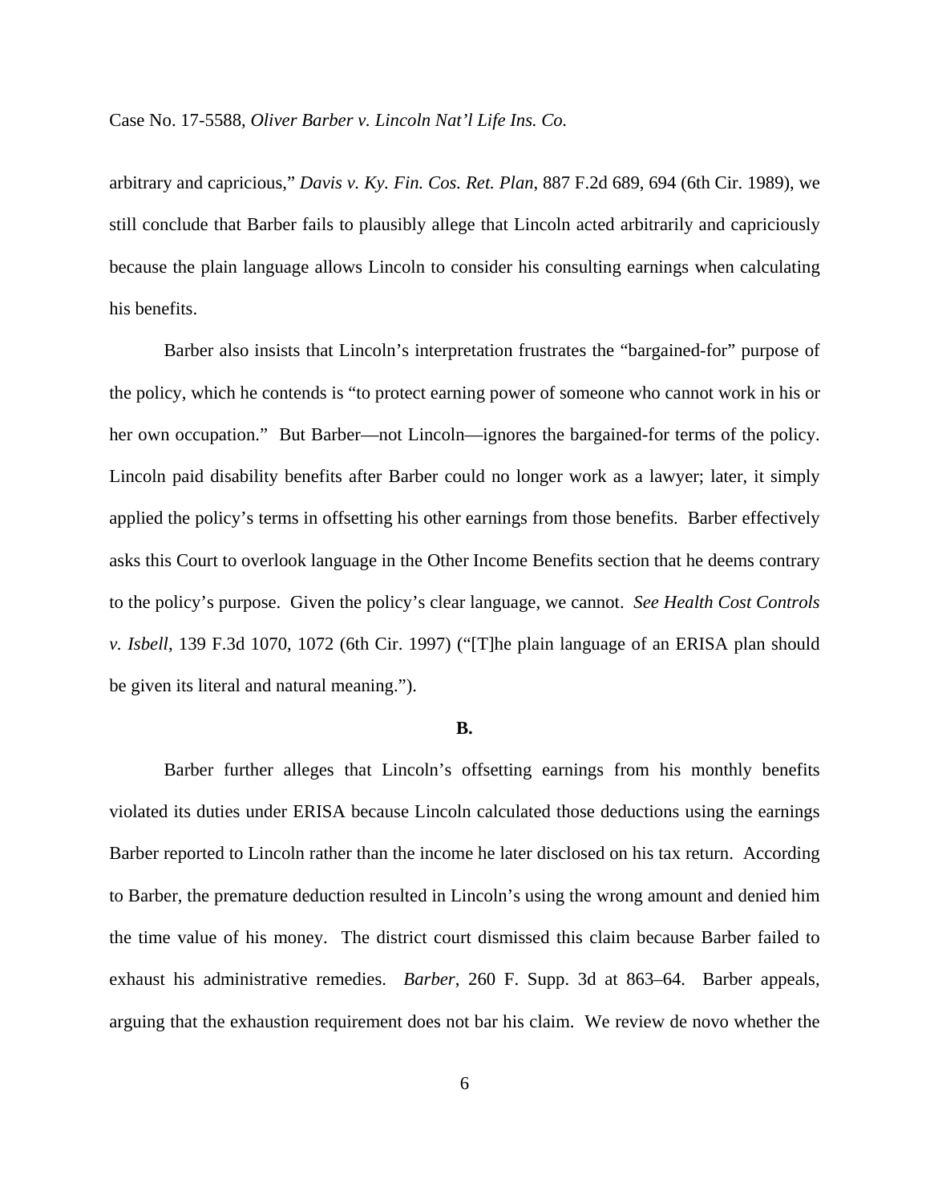arbitrary and capricious," *Davis v. Ky. Fin. Cos. Ret. Plan*, 887 F.2d 689, 694 (6th Cir. 1989), we still conclude that Barber fails to plausibly allege that Lincoln acted arbitrarily and capriciously because the plain language allows Lincoln to consider his consulting earnings when calculating his benefits.

Barber also insists that Lincoln's interpretation frustrates the "bargained-for" purpose of the policy, which he contends is "to protect earning power of someone who cannot work in his or her own occupation." But Barber—not Lincoln—ignores the bargained-for terms of the policy. Lincoln paid disability benefits after Barber could no longer work as a lawyer; later, it simply applied the policy's terms in offsetting his other earnings from those benefits. Barber effectively asks this Court to overlook language in the Other Income Benefits section that he deems contrary to the policy's purpose. Given the policy's clear language, we cannot. *See Health Cost Controls v. Isbell*, 139 F.3d 1070, 1072 (6th Cir. 1997) ("[T]he plain language of an ERISA plan should be given its literal and natural meaning.").

**B.**

Barber further alleges that Lincoln's offsetting earnings from his monthly benefits violated its duties under ERISA because Lincoln calculated those deductions using the earnings Barber reported to Lincoln rather than the income he later disclosed on his tax return. According to Barber, the premature deduction resulted in Lincoln's using the wrong amount and denied him the time value of his money. The district court dismissed this claim because Barber failed to exhaust his administrative remedies. *Barber*, 260 F. Supp. 3d at 863–64. Barber appeals, arguing that the exhaustion requirement does not bar his claim. We review de novo whether the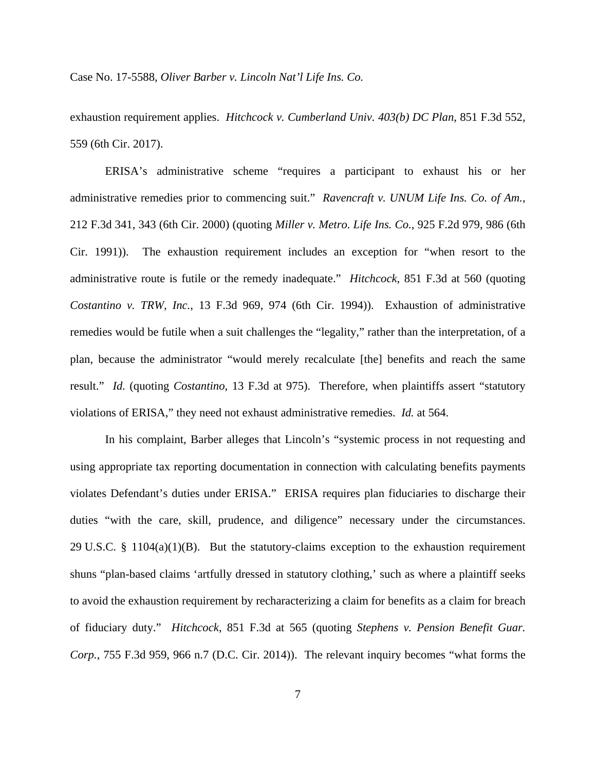exhaustion requirement applies. *Hitchcock v. Cumberland Univ. 403(b) DC Plan*, 851 F.3d 552, 559 (6th Cir. 2017).

ERISA's administrative scheme "requires a participant to exhaust his or her administrative remedies prior to commencing suit." *Ravencraft v. UNUM Life Ins. Co. of Am.*, 212 F.3d 341, 343 (6th Cir. 2000) (quoting *Miller v. Metro. Life Ins. Co.*, 925 F.2d 979, 986 (6th Cir. 1991)). The exhaustion requirement includes an exception for "when resort to the administrative route is futile or the remedy inadequate." *Hitchcock*, 851 F.3d at 560 (quoting *Costantino v. TRW, Inc.*, 13 F.3d 969, 974 (6th Cir. 1994)). Exhaustion of administrative remedies would be futile when a suit challenges the "legality," rather than the interpretation, of a plan, because the administrator "would merely recalculate [the] benefits and reach the same result." *Id.* (quoting *Costantino*, 13 F.3d at 975). Therefore, when plaintiffs assert "statutory violations of ERISA," they need not exhaust administrative remedies. *Id.* at 564.

In his complaint, Barber alleges that Lincoln's "systemic process in not requesting and using appropriate tax reporting documentation in connection with calculating benefits payments violates Defendant's duties under ERISA." ERISA requires plan fiduciaries to discharge their duties "with the care, skill, prudence, and diligence" necessary under the circumstances. 29 U.S.C. § 1104(a)(1)(B). But the statutory-claims exception to the exhaustion requirement shuns "plan-based claims 'artfully dressed in statutory clothing,' such as where a plaintiff seeks to avoid the exhaustion requirement by recharacterizing a claim for benefits as a claim for breach of fiduciary duty." *Hitchcock*, 851 F.3d at 565 (quoting *Stephens v. Pension Benefit Guar. Corp.*, 755 F.3d 959, 966 n.7 (D.C. Cir. 2014)). The relevant inquiry becomes "what forms the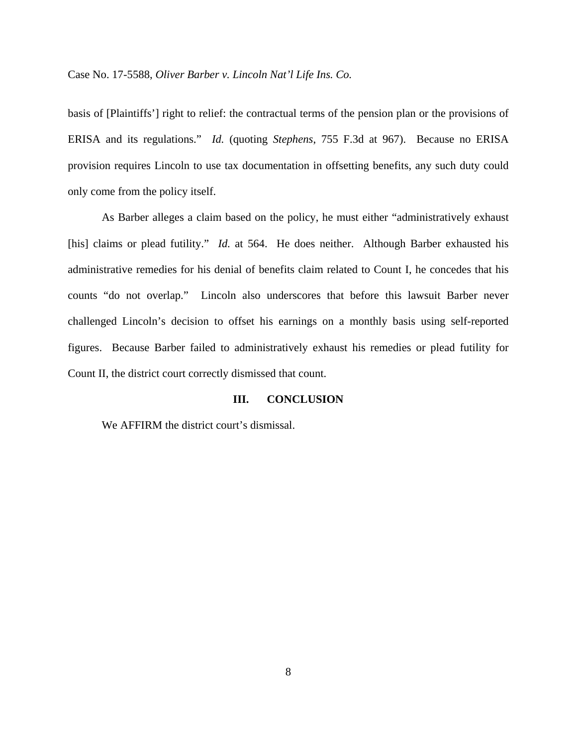basis of [Plaintiffs'] right to relief: the contractual terms of the pension plan or the provisions of ERISA and its regulations." *Id.* (quoting *Stephens*, 755 F.3d at 967). Because no ERISA provision requires Lincoln to use tax documentation in offsetting benefits, any such duty could only come from the policy itself.

As Barber alleges a claim based on the policy, he must either "administratively exhaust [his] claims or plead futility." *Id.* at 564. He does neither. Although Barber exhausted his administrative remedies for his denial of benefits claim related to Count I, he concedes that his counts "do not overlap." Lincoln also underscores that before this lawsuit Barber never challenged Lincoln's decision to offset his earnings on a monthly basis using self-reported figures. Because Barber failed to administratively exhaust his remedies or plead futility for Count II, the district court correctly dismissed that count.

## III. CONCLUSION

We AFFIRM the district court's dismissal.